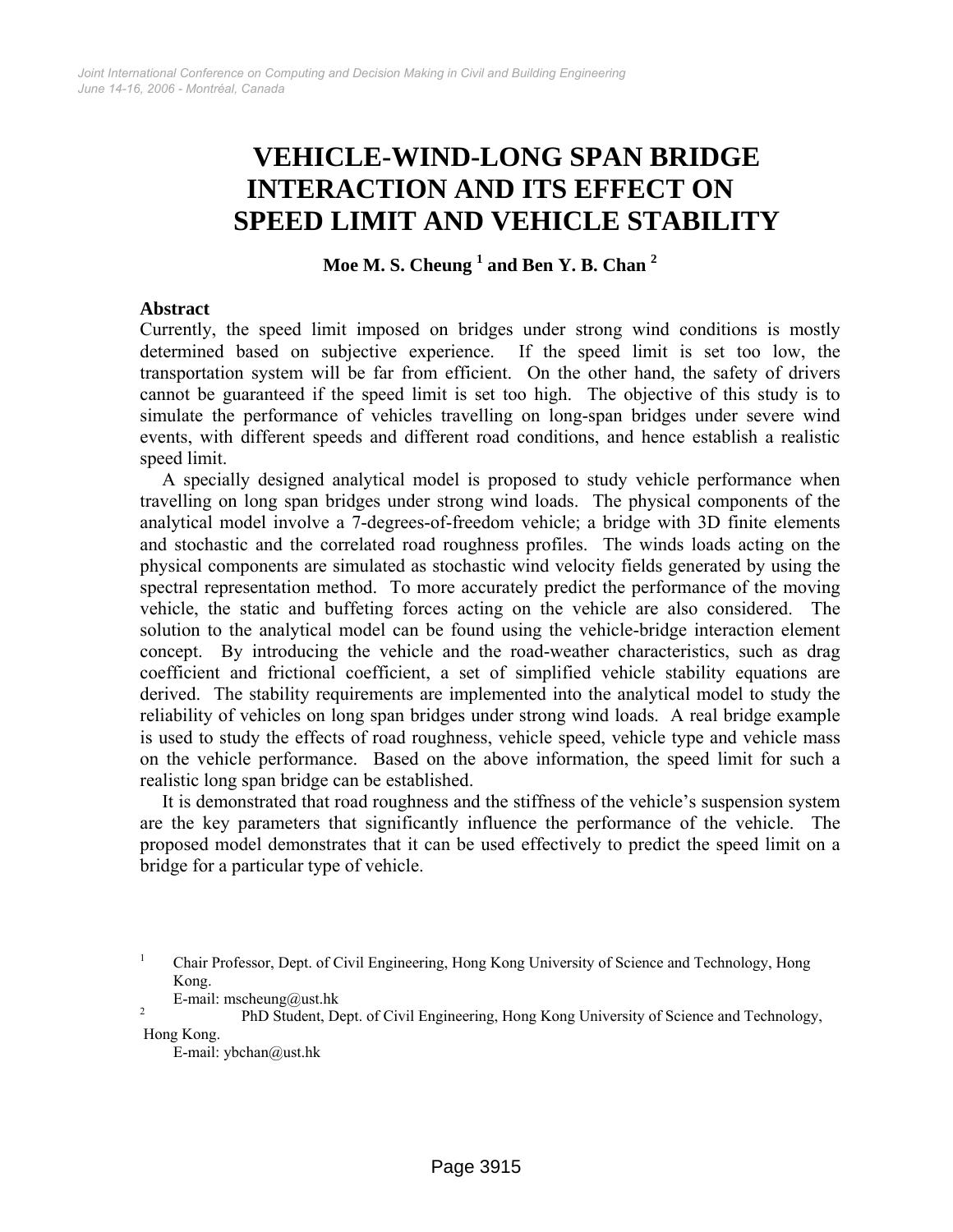# VEHICLE-WIND-LONG SPAN BRIDGE INTERACTION AND ITS EFFECT ON SPEED LIMIT AND VEHICLE STABILITY

**Moe M. S. Cheung [1] and Ben Y. B. Chan [2]**

## Abstract

Currently, the speed limit imposed on bridges under strong wind conditions is mostly determined based on subjective experience. If the speed limit is set too low, the transportation system will be far from efficient. On the other hand, the safety of drivers cannot be guaranteed if the speed limit is set too high. The objective of this study is to simulate the performance of vehicles travelling on long-span bridges under severe wind events, with different speeds and different road conditions, and hence establish a realistic speed limit.

A specially designed analytical model is proposed to study vehicle performance when travelling on long span bridges under strong wind loads. The physical components of the analytical model involve a 7-degrees-of-freedom vehicle; a bridge with 3D finite elements and stochastic and the correlated road roughness profiles. The winds loads acting on the physical components are simulated as stochastic wind velocity fields generated by using the spectral representation method. To more accurately predict the performance of the moving vehicle, the static and buffeting forces acting on the vehicle are also considered. The solution to the analytical model can be found using the vehicle-bridge interaction element concept. By introducing the vehicle and the road-weather characteristics, such as drag coefficient and frictional coefficient, a set of simplified vehicle stability equations are derived. The stability requirements are implemented into the analytical model to study the reliability of vehicles on long span bridges under strong wind loads. A real bridge example is used to study the effects of road roughness, vehicle speed, vehicle type and vehicle mass on the vehicle performance. Based on the above information, the speed limit for such a realistic long span bridge can be established.

It is demonstrated that road roughness and the stiffness of the vehicle's suspension system are the key parameters that significantly influence the performance of the vehicle. The proposed model demonstrates that it can be used effectively to predict the speed limit on a bridge for a particular type of vehicle.

---

[1] Chair Professor, Dept. of Civil Engineering, Hong Kong University of Science and Technology, Hong Kong.
E-mail: mscheung@ust.hk

[2] PhD Student, Dept. of Civil Engineering, Hong Kong University of Science and Technology, Hong Kong.
E-mail: ybchan@ust.hk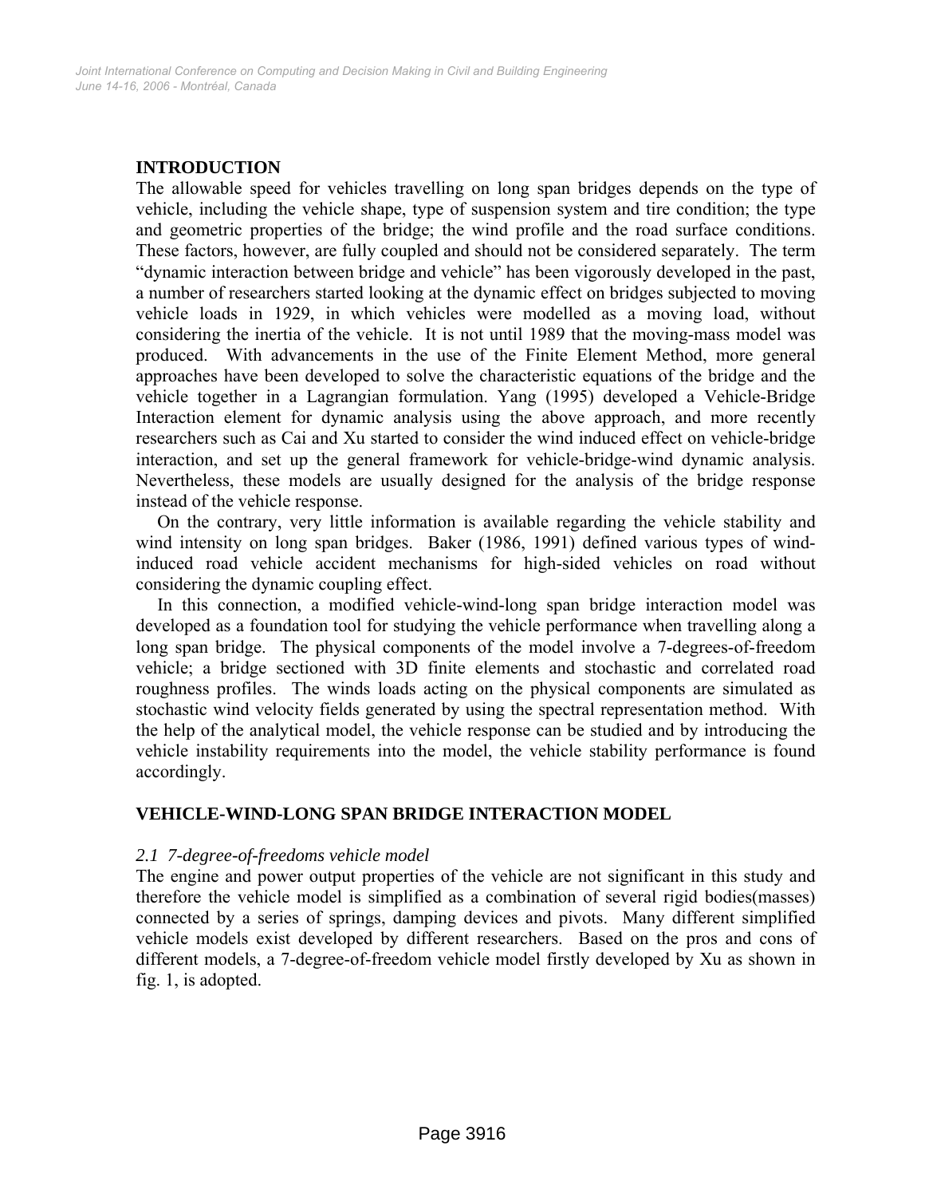## INTRODUCTION

The allowable speed for vehicles travelling on long span bridges depends on the type of vehicle, including the vehicle shape, type of suspension system and tire condition; the type and geometric properties of the bridge; the wind profile and the road surface conditions. These factors, however, are fully coupled and should not be considered separately. The term "dynamic interaction between bridge and vehicle" has been vigorously developed in the past, a number of researchers started looking at the dynamic effect on bridges subjected to moving vehicle loads in 1929, in which vehicles were modelled as a moving load, without considering the inertia of the vehicle. It is not until 1989 that the moving-mass model was produced. With advancements in the use of the Finite Element Method, more general approaches have been developed to solve the characteristic equations of the bridge and the vehicle together in a Lagrangian formulation. Yang (1995) developed a Vehicle-Bridge Interaction element for dynamic analysis using the above approach, and more recently researchers such as Cai and Xu started to consider the wind induced effect on vehicle-bridge interaction, and set up the general framework for vehicle-bridge-wind dynamic analysis. Nevertheless, these models are usually designed for the analysis of the bridge response instead of the vehicle response.

On the contrary, very little information is available regarding the vehicle stability and wind intensity on long span bridges. Baker (1986, 1991) defined various types of wind-induced road vehicle accident mechanisms for high-sided vehicles on road without considering the dynamic coupling effect.

In this connection, a modified vehicle-wind-long span bridge interaction model was developed as a foundation tool for studying the vehicle performance when travelling along a long span bridge. The physical components of the model involve a 7-degrees-of-freedom vehicle; a bridge sectioned with 3D finite elements and stochastic and correlated road roughness profiles. The winds loads acting on the physical components are simulated as stochastic wind velocity fields generated by using the spectral representation method. With the help of the analytical model, the vehicle response can be studied and by introducing the vehicle instability requirements into the model, the vehicle stability performance is found accordingly.

## VEHICLE-WIND-LONG SPAN BRIDGE INTERACTION MODEL

### *2.1 7-degree-of-freedoms vehicle model*

The engine and power output properties of the vehicle are not significant in this study and therefore the vehicle model is simplified as a combination of several rigid bodies(masses) connected by a series of springs, damping devices and pivots. Many different simplified vehicle models exist developed by different researchers. Based on the pros and cons of different models, a 7-degree-of-freedom vehicle model firstly developed by Xu as shown in fig. 1, is adopted.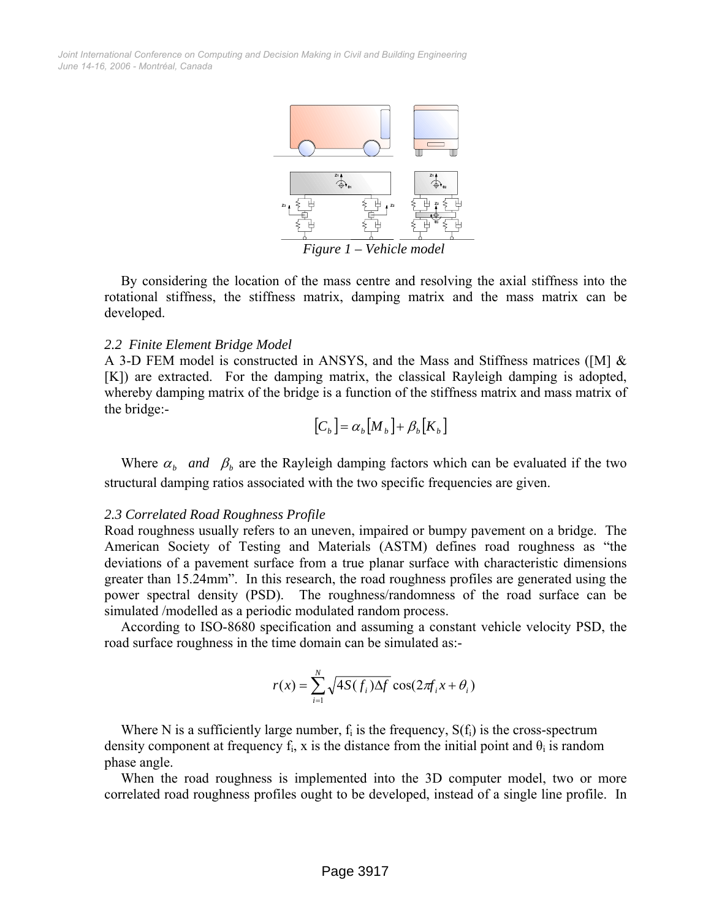*Figure 1 – Vehicle model*

By considering the location of the mass centre and resolving the axial stiffness into the rotational stiffness, the stiffness matrix, damping matrix and the mass matrix can be developed.

*2.2 Finite Element Bridge Model*

A 3-D FEM model is constructed in ANSYS, and the Mass and Stiffness matrices ([M] & [K]) are extracted. For the damping matrix, the classical Rayleigh damping is adopted, whereby damping matrix of the bridge is a function of the stiffness matrix and mass matrix of the bridge:-

$$[C_b] = \alpha_b [M_b] + \beta_b [K_b]$$

Where $\alpha_b$ *and* $\beta_b$ are the Rayleigh damping factors which can be evaluated if the two structural damping ratios associated with the two specific frequencies are given.

*2.3 Correlated Road Roughness Profile*

Road roughness usually refers to an uneven, impaired or bumpy pavement on a bridge. The American Society of Testing and Materials (ASTM) defines road roughness as "the deviations of a pavement surface from a true planar surface with characteristic dimensions greater than 15.24mm". In this research, the road roughness profiles are generated using the power spectral density (PSD). The roughness/randomness of the road surface can be simulated /modelled as a periodic modulated random process.

According to ISO-8680 specification and assuming a constant vehicle velocity PSD, the road surface roughness in the time domain can be simulated as:-

$$r(x) = \sum_{i=1}^{N} \sqrt{4S(f_i)\Delta f} \cos(2\pi f_i x + \theta_i)$$

Where N is a sufficiently large number, $f_i$ is the frequency, $S(f_i)$ is the cross-spectrum density component at frequency $f_i$, x is the distance from the initial point and $\theta_i$ is random phase angle.

When the road roughness is implemented into the 3D computer model, two or more correlated road roughness profiles ought to be developed, instead of a single line profile. In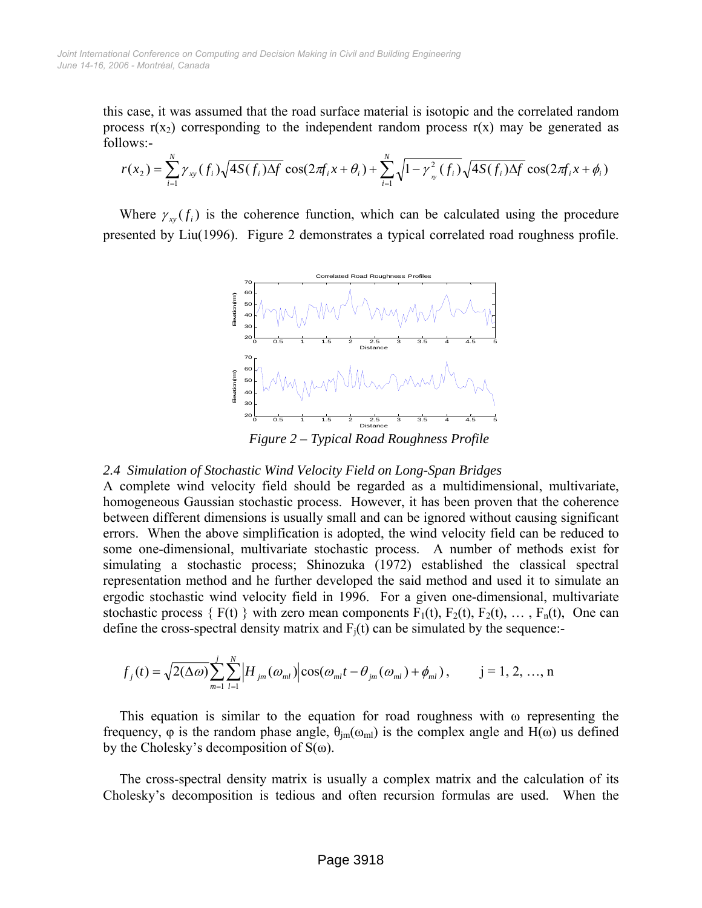this case, it was assumed that the road surface material is isotopic and the correlated random process $r(x_2)$ corresponding to the independent random process $r(x)$ may be generated as follows:-

$$r(x_2) = \sum_{i=1}^{N} \gamma_{xy}(f_i)\sqrt{4S(f_i)\Delta f}\,\cos(2\pi f_i x + \theta_i) + \sum_{i=1}^{N} \sqrt{1-\gamma_{xy}^2(f_i)}\sqrt{4S(f_i)\Delta f}\,\cos(2\pi f_i x + \phi_i)$$

Where $\gamma_{xy}(f_i)$ is the coherence function, which can be calculated using the procedure presented by Liu(1996). Figure 2 demonstrates a typical correlated road roughness profile.

*Figure 2 – Typical Road Roughness Profile*

### *2.4 Simulation of Stochastic Wind Velocity Field on Long-Span Bridges*

A complete wind velocity field should be regarded as a multidimensional, multivariate, homogeneous Gaussian stochastic process. However, it has been proven that the coherence between different dimensions is usually small and can be ignored without causing significant errors. When the above simplification is adopted, the wind velocity field can be reduced to some one-dimensional, multivariate stochastic process. A number of methods exist for simulating a stochastic process; Shinozuka (1972) established the classical spectral representation method and he further developed the said method and used it to simulate an ergodic stochastic wind velocity field in 1996. For a given one-dimensional, multivariate stochastic process { F(t) } with zero mean components $F_1(t)$, $F_2(t)$, $F_2(t)$, … , $F_n(t)$, One can define the cross-spectral density matrix and $F_j(t)$ can be simulated by the sequence:-

$$f_j(t) = \sqrt{2(\Delta\omega)}\sum_{m=1}^{j}\sum_{l=1}^{N}\left|H_{jm}(\omega_{ml})\right|\cos(\omega_{ml}t - \theta_{jm}(\omega_{ml}) + \phi_{ml}), \qquad j = 1, 2, \ldots, n$$

This equation is similar to the equation for road roughness with $\omega$ representing the frequency, $\varphi$ is the random phase angle, $\theta_{jm}(\omega_{ml})$ is the complex angle and $H(\omega)$ us defined by the Cholesky's decomposition of $S(\omega)$.

The cross-spectral density matrix is usually a complex matrix and the calculation of its Cholesky's decomposition is tedious and often recursion formulas are used. When the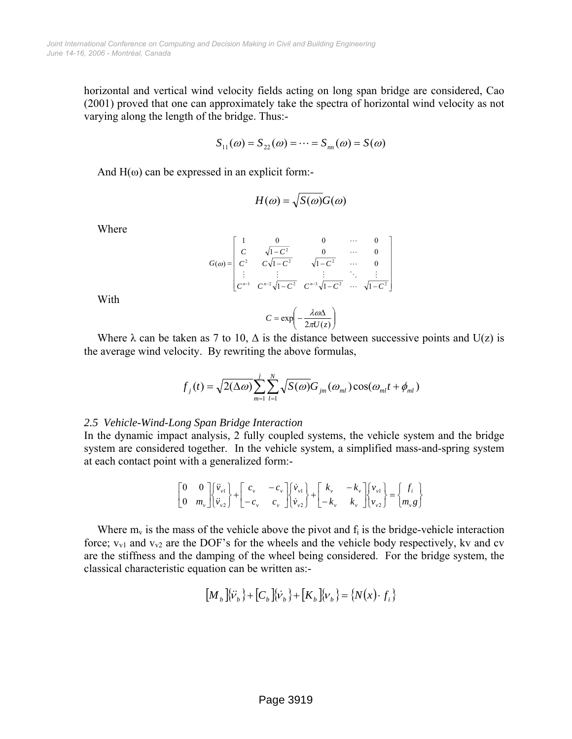horizontal and vertical wind velocity fields acting on long span bridge are considered, Cao (2001) proved that one can approximately take the spectra of horizontal wind velocity as not varying along the length of the bridge. Thus:-

$$S_{11}(\omega) = S_{22}(\omega) = \cdots = S_{nn}(\omega) = S(\omega)$$

And H(ω) can be expressed in an explicit form:-

$$H(\omega) = \sqrt{S(\omega)}G(\omega)$$

Where

$$G(\omega) = \begin{bmatrix} 1 & 0 & 0 & \cdots & 0 \\ C & \sqrt{1-C^2} & 0 & \cdots & 0 \\ C^2 & C\sqrt{1-C^2} & \sqrt{1-C^2} & \cdots & 0 \\ \vdots & \vdots & \vdots & \ddots & \vdots \\ C^{n-1} & C^{n-2}\sqrt{1-C^2} & C^{n-3}\sqrt{1-C^2} & \cdots & \sqrt{1-C^2} \end{bmatrix}$$

With

$$C = \exp\left(-\frac{\lambda\omega\Delta}{2\pi U(z)}\right)$$

Where λ can be taken as 7 to 10, Δ is the distance between successive points and U(z) is the average wind velocity. By rewriting the above formulas,

$$f_j(t) = \sqrt{2(\Delta\omega)}\sum_{m=1}^{j}\sum_{l=1}^{N}\sqrt{S(\omega)}G_{jm}(\omega_{ml})\cos(\omega_{ml}t + \phi_{ml})$$

### *2.5 Vehicle-Wind-Long Span Bridge Interaction*

In the dynamic impact analysis, 2 fully coupled systems, the vehicle system and the bridge system are considered together. In the vehicle system, a simplified mass-and-spring system at each contact point with a generalized form:-

$$\begin{bmatrix} 0 & 0 \\ 0 & m_v \end{bmatrix}\begin{Bmatrix} \ddot{v}_{v1} \\ \ddot{v}_{v2} \end{Bmatrix} + \begin{bmatrix} c_v & -c_v \\ -c_v & c_v \end{bmatrix}\begin{Bmatrix} \dot{v}_{v1} \\ \dot{v}_{v2} \end{Bmatrix} + \begin{bmatrix} k_v & -k_v \\ -k_v & k_v \end{bmatrix}\begin{Bmatrix} v_{v1} \\ v_{v2} \end{Bmatrix} = \begin{Bmatrix} f_i \\ m_v g \end{Bmatrix}$$

Where $m_v$ is the mass of the vehicle above the pivot and $f_i$ is the bridge-vehicle interaction force; $v_{v1}$ and $v_{v2}$ are the DOF's for the wheels and the vehicle body respectively, kv and cv are the stiffness and the damping of the wheel being considered. For the bridge system, the classical characteristic equation can be written as:-

$$[M_b]\{\ddot{v}_b\} + [C_b]\{\dot{v}_b\} + [K_b]\{v_b\} = \{N(x)\cdot f_i\}$$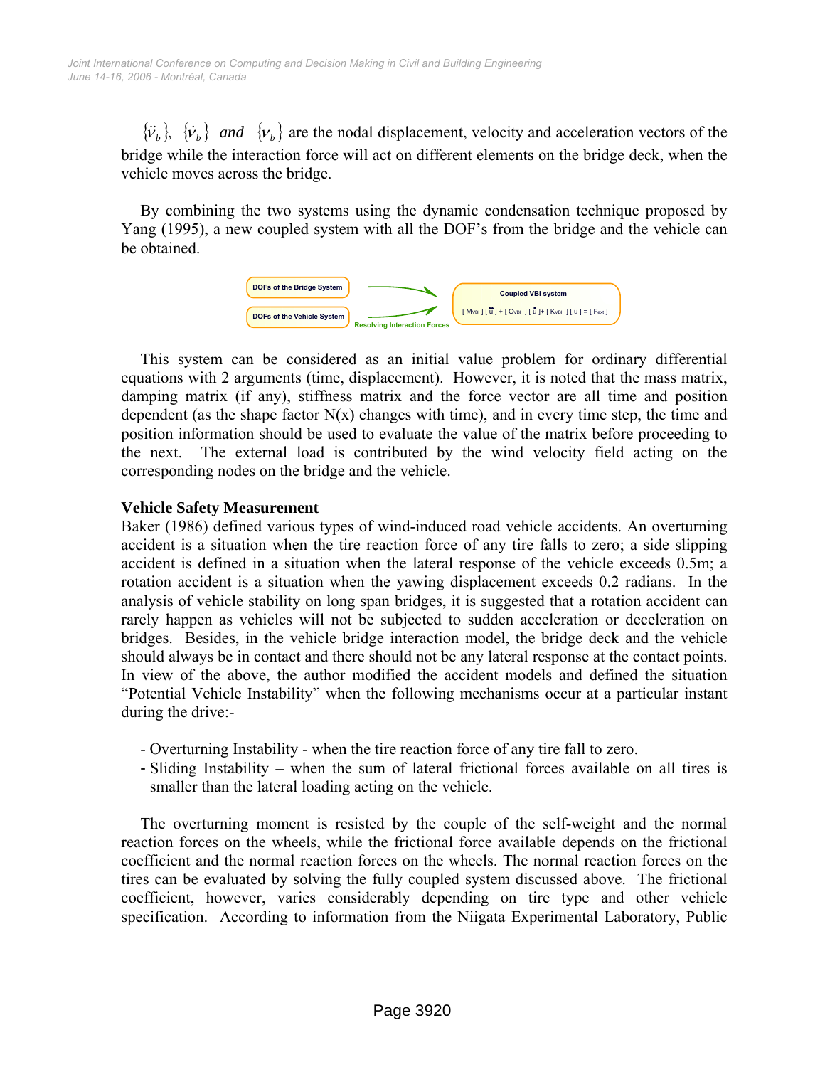$\{\ddot{v}_b\}$, $\{\dot{v}_b\}$ *and* $\{v_b\}$ are the nodal displacement, velocity and acceleration vectors of the bridge while the interaction force will act on different elements on the bridge deck, when the vehicle moves across the bridge.

By combining the two systems using the dynamic condensation technique proposed by Yang (1995), a new coupled system with all the DOF's from the bridge and the vehicle can be obtained.

DOFs of the Bridge System → Coupled VBI system

DOFs of the Vehicle System → (Resolving Interaction Forces)

Coupled VBI system: $[M_{VBI}][\ddot{u}] + [C_{VBI}][\dot{u}] + [K_{VBI}][u] = [F_{ext}]$

This system can be considered as an initial value problem for ordinary differential equations with 2 arguments (time, displacement). However, it is noted that the mass matrix, damping matrix (if any), stiffness matrix and the force vector are all time and position dependent (as the shape factor N(x) changes with time), and in every time step, the time and position information should be used to evaluate the value of the matrix before proceeding to the next. The external load is contributed by the wind velocity field acting on the corresponding nodes on the bridge and the vehicle.

**Vehicle Safety Measurement**

Baker (1986) defined various types of wind-induced road vehicle accidents. An overturning accident is a situation when the tire reaction force of any tire falls to zero; a side slipping accident is defined in a situation when the lateral response of the vehicle exceeds 0.5m; a rotation accident is a situation when the yawing displacement exceeds 0.2 radians. In the analysis of vehicle stability on long span bridges, it is suggested that a rotation accident can rarely happen as vehicles will not be subjected to sudden acceleration or deceleration on bridges. Besides, in the vehicle bridge interaction model, the bridge deck and the vehicle should always be in contact and there should not be any lateral response at the contact points. In view of the above, the author modified the accident models and defined the situation "Potential Vehicle Instability" when the following mechanisms occur at a particular instant during the drive:-

- Overturning Instability - when the tire reaction force of any tire fall to zero.
- Sliding Instability – when the sum of lateral frictional forces available on all tires is smaller than the lateral loading acting on the vehicle.

The overturning moment is resisted by the couple of the self-weight and the normal reaction forces on the wheels, while the frictional force available depends on the frictional coefficient and the normal reaction forces on the wheels. The normal reaction forces on the tires can be evaluated by solving the fully coupled system discussed above. The frictional coefficient, however, varies considerably depending on tire type and other vehicle specification. According to information from the Niigata Experimental Laboratory, Public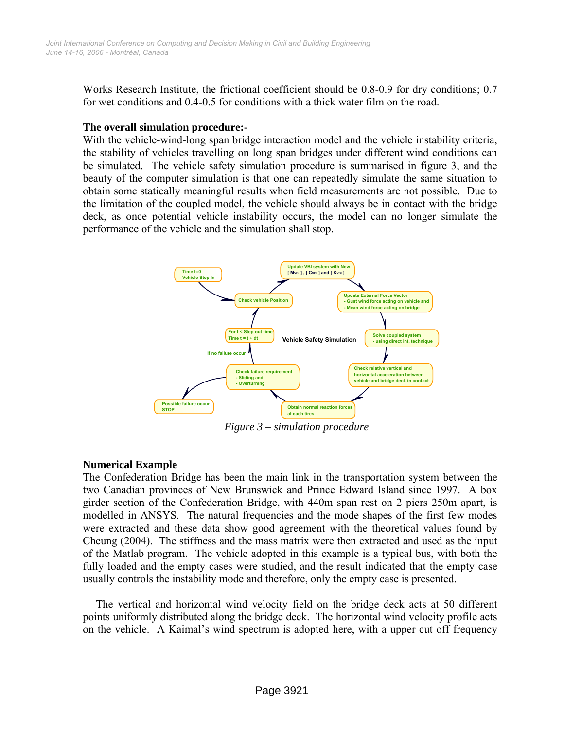Works Research Institute, the frictional coefficient should be 0.8-0.9 for dry conditions; 0.7 for wet conditions and 0.4-0.5 for conditions with a thick water film on the road.

**The overall simulation procedure:-**

With the vehicle-wind-long span bridge interaction model and the vehicle instability criteria, the stability of vehicles travelling on long span bridges under different wind conditions can be simulated. The vehicle safety simulation procedure is summarised in figure 3, and the beauty of the computer simulation is that one can repeatedly simulate the same situation to obtain some statically meaningful results when field measurements are not possible. Due to the limitation of the coupled model, the vehicle should always be in contact with the bridge deck, as once potential vehicle instability occurs, the model can no longer simulate the performance of the vehicle and the simulation shall stop.

*Figure 3 – simulation procedure*

**Numerical Example**

The Confederation Bridge has been the main link in the transportation system between the two Canadian provinces of New Brunswick and Prince Edward Island since 1997. A box girder section of the Confederation Bridge, with 440m span rest on 2 piers 250m apart, is modelled in ANSYS. The natural frequencies and the mode shapes of the first few modes were extracted and these data show good agreement with the theoretical values found by Cheung (2004). The stiffness and the mass matrix were then extracted and used as the input of the Matlab program. The vehicle adopted in this example is a typical bus, with both the fully loaded and the empty cases were studied, and the result indicated that the empty case usually controls the instability mode and therefore, only the empty case is presented.

The vertical and horizontal wind velocity field on the bridge deck acts at 50 different points uniformly distributed along the bridge deck. The horizontal wind velocity profile acts on the vehicle. A Kaimal's wind spectrum is adopted here, with a upper cut off frequency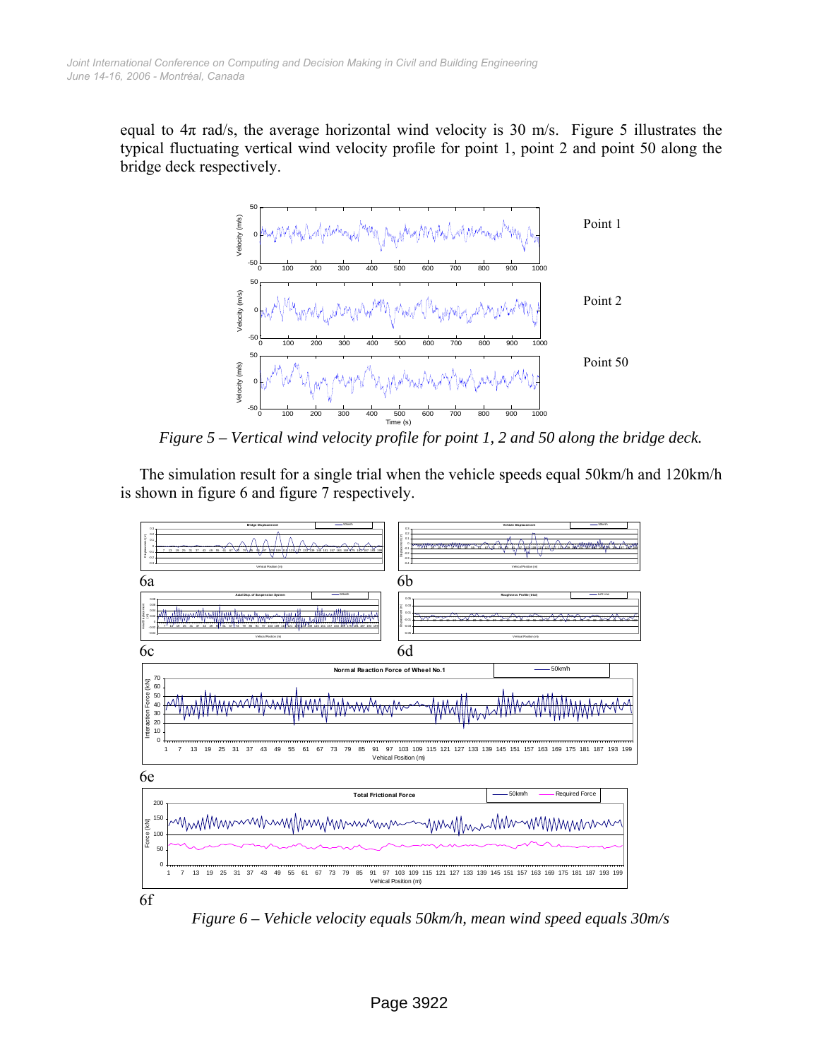equal to $4\pi$ rad/s, the average horizontal wind velocity is 30 m/s. Figure 5 illustrates the typical fluctuating vertical wind velocity profile for point 1, point 2 and point 50 along the bridge deck respectively.

*Figure 5 – Vertical wind velocity profile for point 1, 2 and 50 along the bridge deck.*

The simulation result for a single trial when the vehicle speeds equal 50km/h and 120km/h is shown in figure 6 and figure 7 respectively.

6a

6b

6c

6d

6e

6f

*Figure 6 – Vehicle velocity equals 50km/h, mean wind speed equals 30m/s*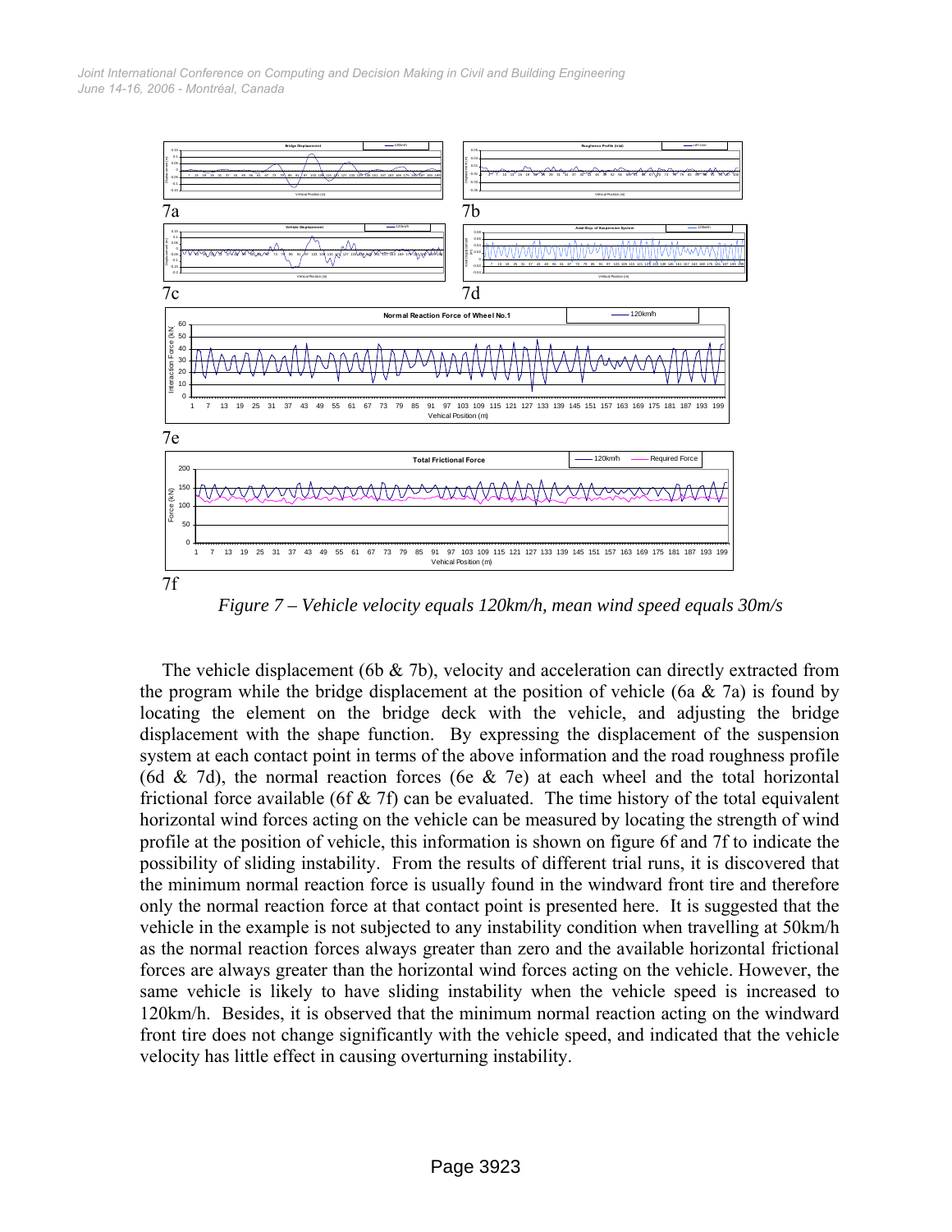7a

7b

7c

7d

7e

7f

*Figure 7 – Vehicle velocity equals 120km/h, mean wind speed equals 30m/s*

The vehicle displacement (6b & 7b), velocity and acceleration can directly extracted from the program while the bridge displacement at the position of vehicle (6a & 7a) is found by locating the element on the bridge deck with the vehicle, and adjusting the bridge displacement with the shape function. By expressing the displacement of the suspension system at each contact point in terms of the above information and the road roughness profile (6d & 7d), the normal reaction forces (6e & 7e) at each wheel and the total horizontal frictional force available (6f & 7f) can be evaluated. The time history of the total equivalent horizontal wind forces acting on the vehicle can be measured by locating the strength of wind profile at the position of vehicle, this information is shown on figure 6f and 7f to indicate the possibility of sliding instability. From the results of different trial runs, it is discovered that the minimum normal reaction force is usually found in the windward front tire and therefore only the normal reaction force at that contact point is presented here. It is suggested that the vehicle in the example is not subjected to any instability condition when travelling at 50km/h as the normal reaction forces always greater than zero and the available horizontal frictional forces are always greater than the horizontal wind forces acting on the vehicle. However, the same vehicle is likely to have sliding instability when the vehicle speed is increased to 120km/h. Besides, it is observed that the minimum normal reaction acting on the windward front tire does not change significantly with the vehicle speed, and indicated that the vehicle velocity has little effect in causing overturning instability.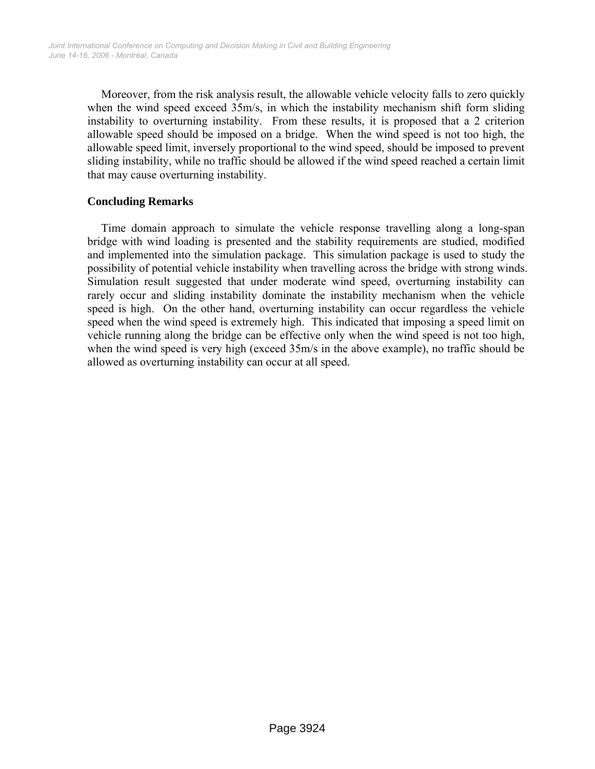Moreover, from the risk analysis result, the allowable vehicle velocity falls to zero quickly when the wind speed exceed 35m/s, in which the instability mechanism shift form sliding instability to overturning instability. From these results, it is proposed that a 2 criterion allowable speed should be imposed on a bridge. When the wind speed is not too high, the allowable speed limit, inversely proportional to the wind speed, should be imposed to prevent sliding instability, while no traffic should be allowed if the wind speed reached a certain limit that may cause overturning instability.

## Concluding Remarks

Time domain approach to simulate the vehicle response travelling along a long-span bridge with wind loading is presented and the stability requirements are studied, modified and implemented into the simulation package. This simulation package is used to study the possibility of potential vehicle instability when travelling across the bridge with strong winds. Simulation result suggested that under moderate wind speed, overturning instability can rarely occur and sliding instability dominate the instability mechanism when the vehicle speed is high. On the other hand, overturning instability can occur regardless the vehicle speed when the wind speed is extremely high. This indicated that imposing a speed limit on vehicle running along the bridge can be effective only when the wind speed is not too high, when the wind speed is very high (exceed 35m/s in the above example), no traffic should be allowed as overturning instability can occur at all speed.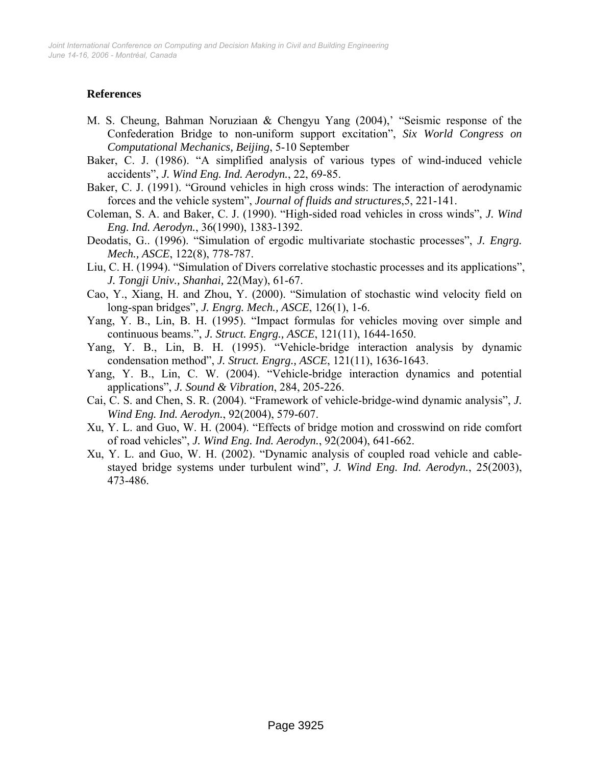## References

M. S. Cheung, Bahman Noruziaan & Chengyu Yang (2004),' "Seismic response of the Confederation Bridge to non-uniform support excitation", *Six World Congress on Computational Mechanics, Beijing*, 5-10 September

Baker, C. J. (1986). "A simplified analysis of various types of wind-induced vehicle accidents", *J. Wind Eng. Ind. Aerodyn.*, 22, 69-85.

Baker, C. J. (1991). "Ground vehicles in high cross winds: The interaction of aerodynamic forces and the vehicle system", *Journal of fluids and structures*,5, 221-141.

Coleman, S. A. and Baker, C. J. (1990). "High-sided road vehicles in cross winds", *J. Wind Eng. Ind. Aerodyn.*, 36(1990), 1383-1392.

Deodatis, G.. (1996). "Simulation of ergodic multivariate stochastic processes", *J. Engrg. Mech., ASCE*, 122(8), 778-787.

Liu, C. H. (1994). "Simulation of Divers correlative stochastic processes and its applications", *J. Tongji Univ., Shanhai,* 22(May), 61-67.

Cao, Y., Xiang, H. and Zhou, Y. (2000). "Simulation of stochastic wind velocity field on long-span bridges", *J. Engrg. Mech., ASCE*, 126(1), 1-6.

Yang, Y. B., Lin, B. H. (1995). "Impact formulas for vehicles moving over simple and continuous beams.", *J. Struct. Engrg., ASCE*, 121(11), 1644-1650.

Yang, Y. B., Lin, B. H. (1995). "Vehicle-bridge interaction analysis by dynamic condensation method", *J. Struct. Engrg., ASCE*, 121(11), 1636-1643.

Yang, Y. B., Lin, C. W. (2004). "Vehicle-bridge interaction dynamics and potential applications", *J. Sound & Vibration*, 284, 205-226.

Cai, C. S. and Chen, S. R. (2004). "Framework of vehicle-bridge-wind dynamic analysis", *J. Wind Eng. Ind. Aerodyn.*, 92(2004), 579-607.

Xu, Y. L. and Guo, W. H. (2004). "Effects of bridge motion and crosswind on ride comfort of road vehicles", *J. Wind Eng. Ind. Aerodyn.*, 92(2004), 641-662.

Xu, Y. L. and Guo, W. H. (2002). "Dynamic analysis of coupled road vehicle and cable-stayed bridge systems under turbulent wind", *J. Wind Eng. Ind. Aerodyn.*, 25(2003), 473-486.